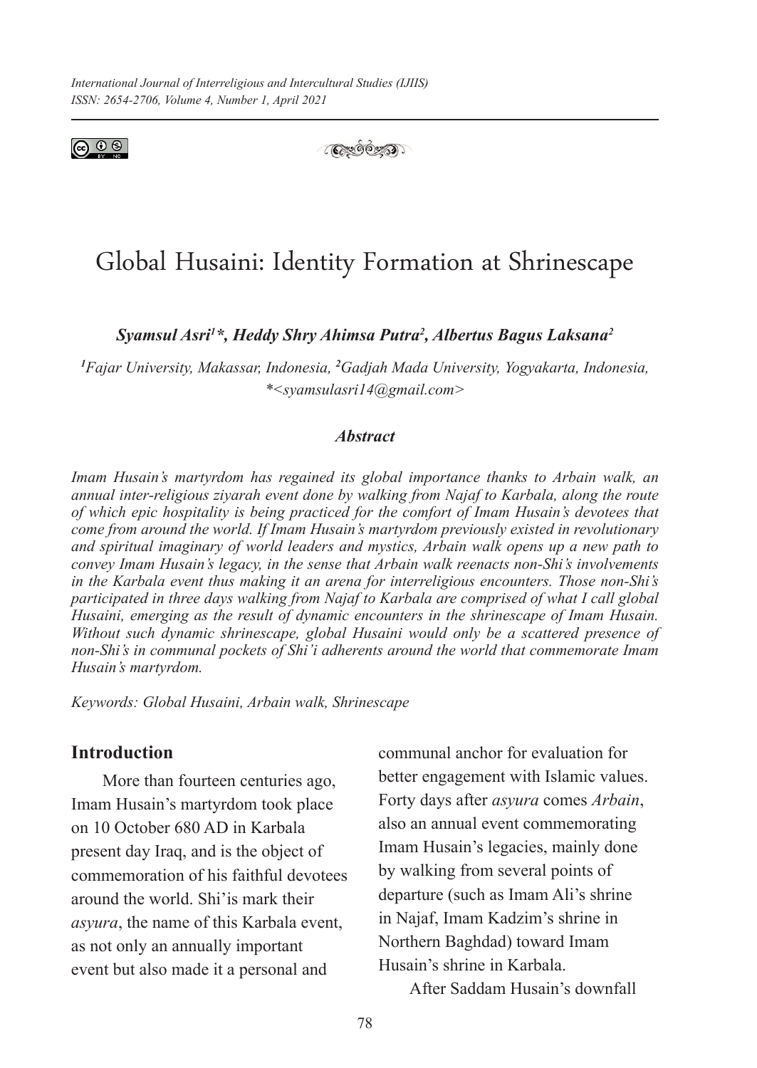# Global Husaini: Identity Formation at Shrinescape

***Syamsul Asri[1]\*, Heddy Shry Ahimsa Putra[2], Albertus Bagus Laksana[2]***

*[1]Fajar University, Makassar, Indonesia, [2]Gadjah Mada University, Yogyakarta, Indonesia,*
*\*<syamsulasri14@gmail.com>*

### *Abstract*

*Imam Husain's martyrdom has regained its global importance thanks to Arbain walk, an annual inter-religious ziyarah event done by walking from Najaf to Karbala, along the route of which epic hospitality is being practiced for the comfort of Imam Husain's devotees that come from around the world. If Imam Husain's martyrdom previously existed in revolutionary and spiritual imaginary of world leaders and mystics, Arbain walk opens up a new path to convey Imam Husain's legacy, in the sense that Arbain walk reenacts non-Shi's involvements in the Karbala event thus making it an arena for interreligious encounters. Those non-Shi's participated in three days walking from Najaf to Karbala are comprised of what I call global Husaini, emerging as the result of dynamic encounters in the shrinescape of Imam Husain. Without such dynamic shrinescape, global Husaini would only be a scattered presence of non-Shi's in communal pockets of Shi'i adherents around the world that commemorate Imam Husain's martyrdom.*

*Keywords: Global Husaini, Arbain walk, Shrinescape*

## Introduction

More than fourteen centuries ago, Imam Husain's martyrdom took place on 10 October 680 AD in Karbala present day Iraq, and is the object of commemoration of his faithful devotees around the world. Shi'is mark their *asyura*, the name of this Karbala event, as not only an annually important event but also made it a personal and communal anchor for evaluation for better engagement with Islamic values. Forty days after *asyura* comes *Arbain*, also an annual event commemorating Imam Husain's legacies, mainly done by walking from several points of departure (such as Imam Ali's shrine in Najaf, Imam Kadzim's shrine in Northern Baghdad) toward Imam Husain's shrine in Karbala.

After Saddam Husain's downfall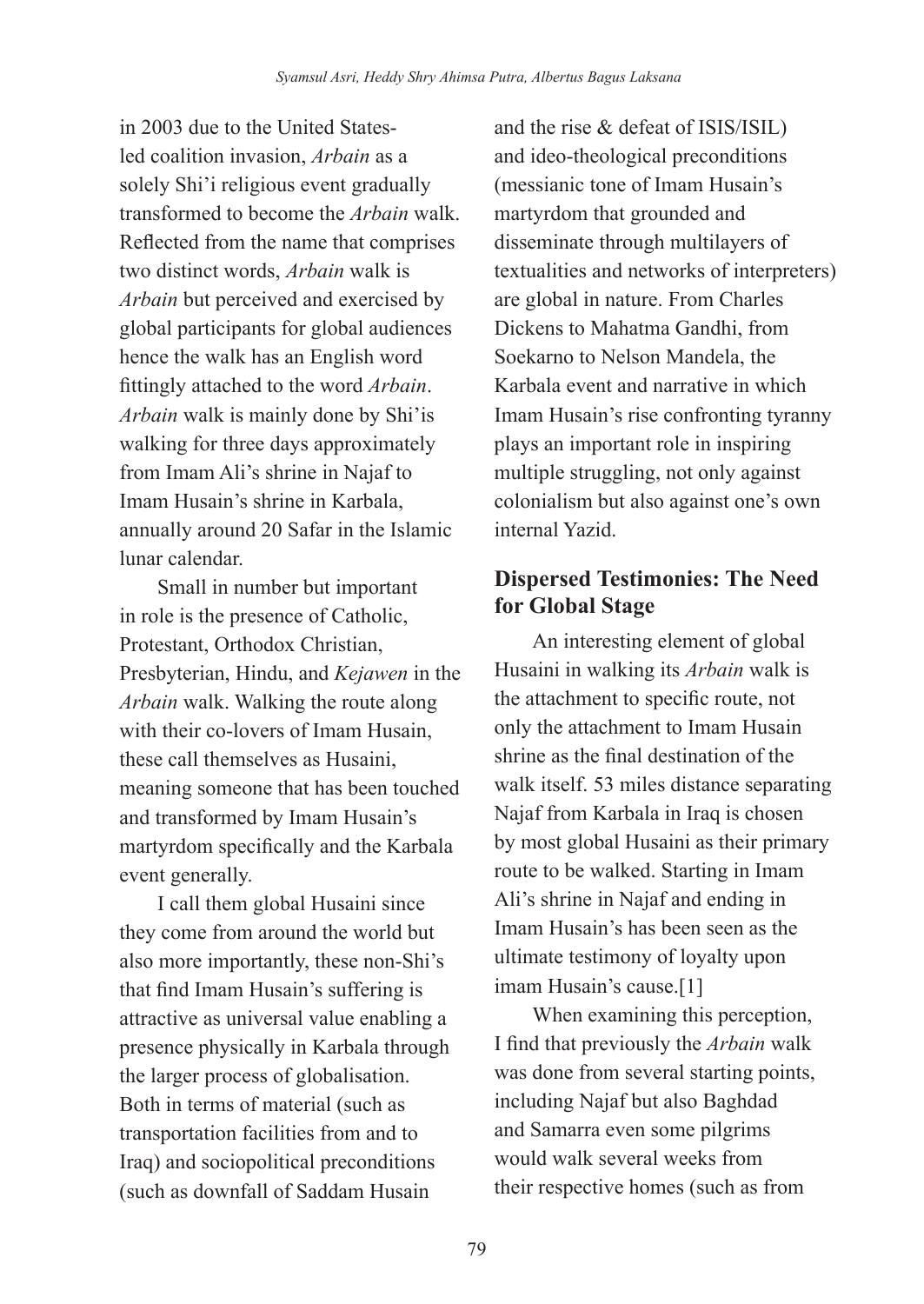in 2003 due to the United States-led coalition invasion, *Arbain* as a solely Shi'i religious event gradually transformed to become the *Arbain* walk. Reflected from the name that comprises two distinct words, *Arbain* walk is *Arbain* but perceived and exercised by global participants for global audiences hence the walk has an English word fittingly attached to the word *Arbain*. *Arbain* walk is mainly done by Shi'is walking for three days approximately from Imam Ali's shrine in Najaf to Imam Husain's shrine in Karbala, annually around 20 Safar in the Islamic lunar calendar.

Small in number but important in role is the presence of Catholic, Protestant, Orthodox Christian, Presbyterian, Hindu, and *Kejawen* in the *Arbain* walk. Walking the route along with their co-lovers of Imam Husain, these call themselves as Husaini, meaning someone that has been touched and transformed by Imam Husain's martyrdom specifically and the Karbala event generally.

I call them global Husaini since they come from around the world but also more importantly, these non-Shi's that find Imam Husain's suffering is attractive as universal value enabling a presence physically in Karbala through the larger process of globalisation. Both in terms of material (such as transportation facilities from and to Iraq) and sociopolitical preconditions (such as downfall of Saddam Husain and the rise & defeat of ISIS/ISIL) and ideo-theological preconditions (messianic tone of Imam Husain's martyrdom that grounded and disseminate through multilayers of textualities and networks of interpreters) are global in nature. From Charles Dickens to Mahatma Gandhi, from Soekarno to Nelson Mandela, the Karbala event and narrative in which Imam Husain's rise confronting tyranny plays an important role in inspiring multiple struggling, not only against colonialism but also against one's own internal Yazid.

## Dispersed Testimonies: The Need for Global Stage

An interesting element of global Husaini in walking its *Arbain* walk is the attachment to specific route, not only the attachment to Imam Husain shrine as the final destination of the walk itself. 53 miles distance separating Najaf from Karbala in Iraq is chosen by most global Husaini as their primary route to be walked. Starting in Imam Ali's shrine in Najaf and ending in Imam Husain's has been seen as the ultimate testimony of loyalty upon imam Husain's cause.[1]

When examining this perception, I find that previously the *Arbain* walk was done from several starting points, including Najaf but also Baghdad and Samarra even some pilgrims would walk several weeks from their respective homes (such as from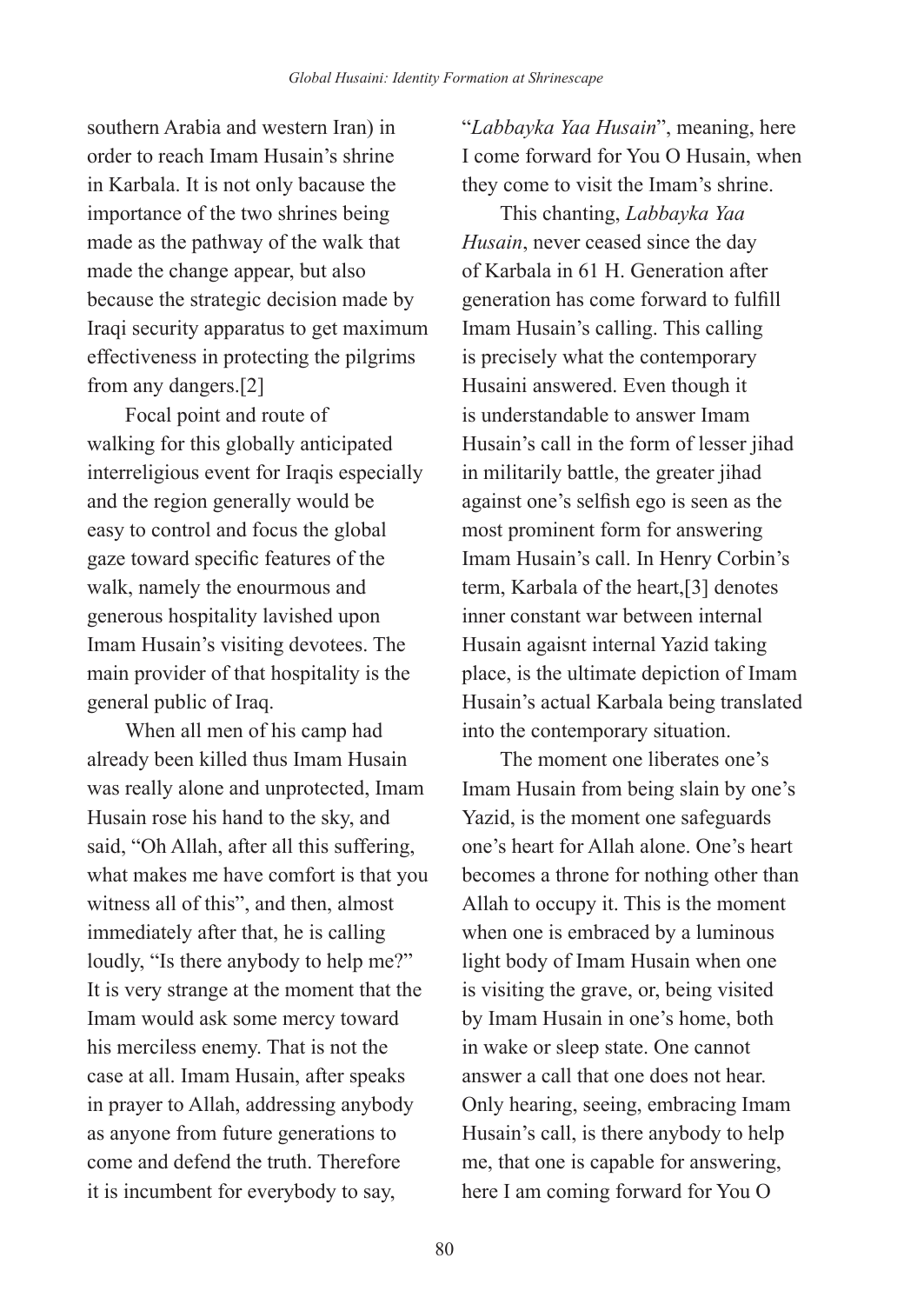southern Arabia and western Iran) in order to reach Imam Husain's shrine in Karbala. It is not only bacause the importance of the two shrines being made as the pathway of the walk that made the change appear, but also because the strategic decision made by Iraqi security apparatus to get maximum effectiveness in protecting the pilgrims from any dangers.[2]

Focal point and route of walking for this globally anticipated interreligious event for Iraqis especially and the region generally would be easy to control and focus the global gaze toward specific features of the walk, namely the enourmous and generous hospitality lavished upon Imam Husain's visiting devotees. The main provider of that hospitality is the general public of Iraq.

When all men of his camp had already been killed thus Imam Husain was really alone and unprotected, Imam Husain rose his hand to the sky, and said, "Oh Allah, after all this suffering, what makes me have comfort is that you witness all of this", and then, almost immediately after that, he is calling loudly, "Is there anybody to help me?" It is very strange at the moment that the Imam would ask some mercy toward his merciless enemy. That is not the case at all. Imam Husain, after speaks in prayer to Allah, addressing anybody as anyone from future generations to come and defend the truth. Therefore it is incumbent for everybody to say, "*Labbayka Yaa Husain*", meaning, here I come forward for You O Husain, when they come to visit the Imam's shrine.

This chanting, *Labbayka Yaa Husain*, never ceased since the day of Karbala in 61 H. Generation after generation has come forward to fulfill Imam Husain's calling. This calling is precisely what the contemporary Husaini answered. Even though it is understandable to answer Imam Husain's call in the form of lesser jihad in militarily battle, the greater jihad against one's selfish ego is seen as the most prominent form for answering Imam Husain's call. In Henry Corbin's term, Karbala of the heart,[3] denotes inner constant war between internal Husain agaisnt internal Yazid taking place, is the ultimate depiction of Imam Husain's actual Karbala being translated into the contemporary situation.

The moment one liberates one's Imam Husain from being slain by one's Yazid, is the moment one safeguards one's heart for Allah alone. One's heart becomes a throne for nothing other than Allah to occupy it. This is the moment when one is embraced by a luminous light body of Imam Husain when one is visiting the grave, or, being visited by Imam Husain in one's home, both in wake or sleep state. One cannot answer a call that one does not hear. Only hearing, seeing, embracing Imam Husain's call, is there anybody to help me, that one is capable for answering, here I am coming forward for You O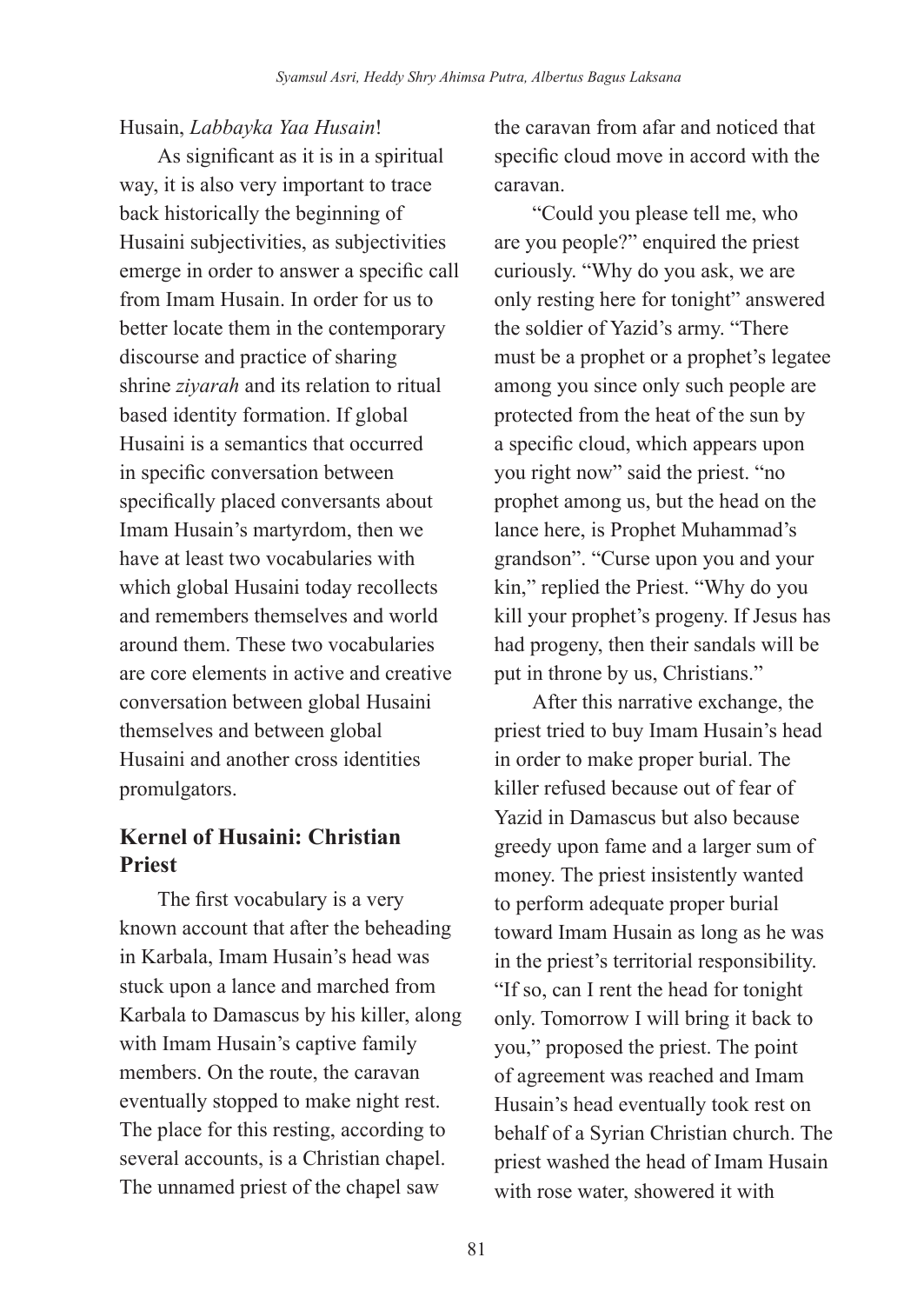Husain, *Labbayka Yaa Husain*!

As significant as it is in a spiritual way, it is also very important to trace back historically the beginning of Husaini subjectivities, as subjectivities emerge in order to answer a specific call from Imam Husain. In order for us to better locate them in the contemporary discourse and practice of sharing shrine *ziyarah* and its relation to ritual based identity formation. If global Husaini is a semantics that occurred in specific conversation between specifically placed conversants about Imam Husain's martyrdom, then we have at least two vocabularies with which global Husaini today recollects and remembers themselves and world around them. These two vocabularies are core elements in active and creative conversation between global Husaini themselves and between global Husaini and another cross identities promulgators.

## Kernel of Husaini: Christian Priest

The first vocabulary is a very known account that after the beheading in Karbala, Imam Husain's head was stuck upon a lance and marched from Karbala to Damascus by his killer, along with Imam Husain's captive family members. On the route, the caravan eventually stopped to make night rest. The place for this resting, according to several accounts, is a Christian chapel. The unnamed priest of the chapel saw the caravan from afar and noticed that specific cloud move in accord with the caravan.

"Could you please tell me, who are you people?" enquired the priest curiously. "Why do you ask, we are only resting here for tonight" answered the soldier of Yazid's army. "There must be a prophet or a prophet's legatee among you since only such people are protected from the heat of the sun by a specific cloud, which appears upon you right now" said the priest. "no prophet among us, but the head on the lance here, is Prophet Muhammad's grandson". "Curse upon you and your kin," replied the Priest. "Why do you kill your prophet's progeny. If Jesus has had progeny, then their sandals will be put in throne by us, Christians."

After this narrative exchange, the priest tried to buy Imam Husain's head in order to make proper burial. The killer refused because out of fear of Yazid in Damascus but also because greedy upon fame and a larger sum of money. The priest insistently wanted to perform adequate proper burial toward Imam Husain as long as he was in the priest's territorial responsibility. "If so, can I rent the head for tonight only. Tomorrow I will bring it back to you," proposed the priest. The point of agreement was reached and Imam Husain's head eventually took rest on behalf of a Syrian Christian church. The priest washed the head of Imam Husain with rose water, showered it with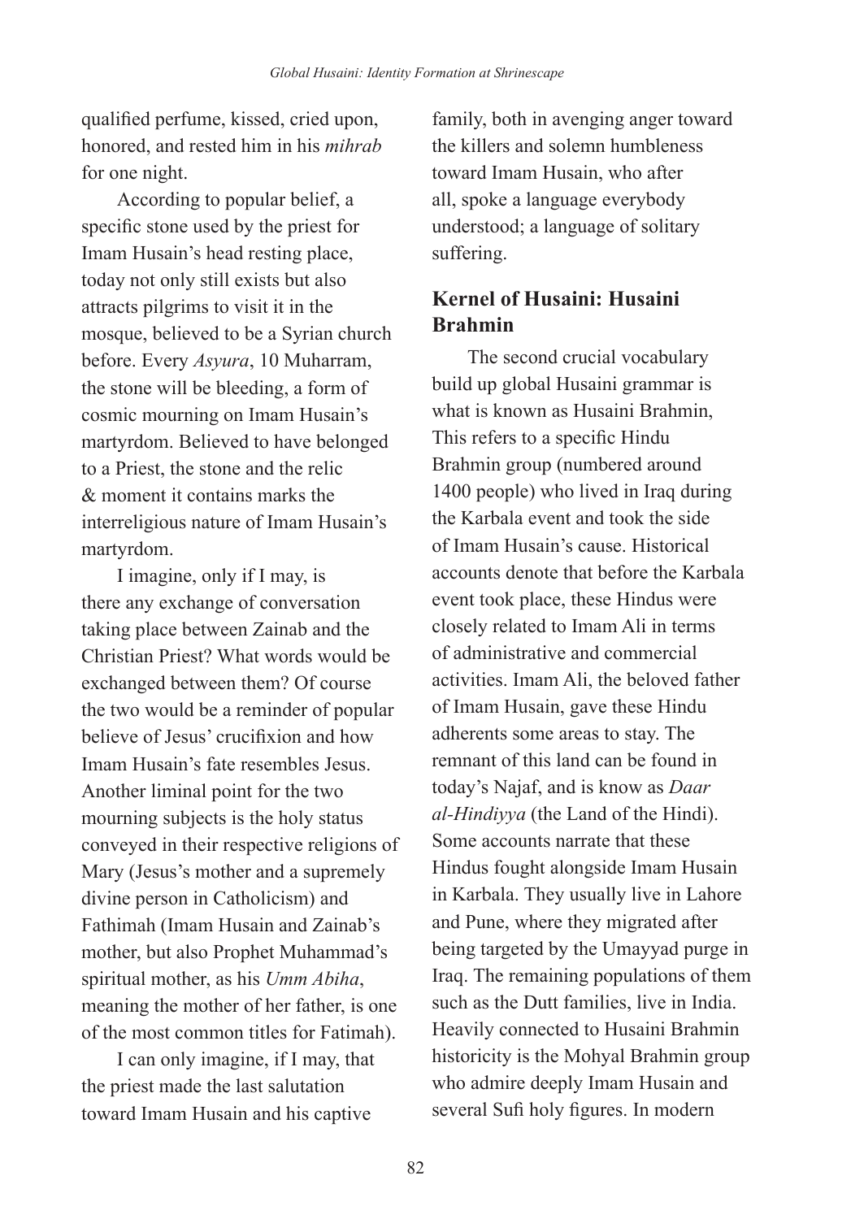qualified perfume, kissed, cried upon, honored, and rested him in his *mihrab* for one night.

According to popular belief, a specific stone used by the priest for Imam Husain's head resting place, today not only still exists but also attracts pilgrims to visit it in the mosque, believed to be a Syrian church before. Every *Asyura*, 10 Muharram, the stone will be bleeding, a form of cosmic mourning on Imam Husain's martyrdom. Believed to have belonged to a Priest, the stone and the relic & moment it contains marks the interreligious nature of Imam Husain's martyrdom.

I imagine, only if I may, is there any exchange of conversation taking place between Zainab and the Christian Priest? What words would be exchanged between them? Of course the two would be a reminder of popular believe of Jesus' crucifixion and how Imam Husain's fate resembles Jesus. Another liminal point for the two mourning subjects is the holy status conveyed in their respective religions of Mary (Jesus's mother and a supremely divine person in Catholicism) and Fathimah (Imam Husain and Zainab's mother, but also Prophet Muhammad's spiritual mother, as his *Umm Abiha*, meaning the mother of her father, is one of the most common titles for Fatimah).

I can only imagine, if I may, that the priest made the last salutation toward Imam Husain and his captive family, both in avenging anger toward the killers and solemn humbleness toward Imam Husain, who after all, spoke a language everybody understood; a language of solitary suffering.

## Kernel of Husaini: Husaini Brahmin

The second crucial vocabulary build up global Husaini grammar is what is known as Husaini Brahmin, This refers to a specific Hindu Brahmin group (numbered around 1400 people) who lived in Iraq during the Karbala event and took the side of Imam Husain's cause. Historical accounts denote that before the Karbala event took place, these Hindus were closely related to Imam Ali in terms of administrative and commercial activities. Imam Ali, the beloved father of Imam Husain, gave these Hindu adherents some areas to stay. The remnant of this land can be found in today's Najaf, and is know as *Daar al-Hindiyya* (the Land of the Hindi). Some accounts narrate that these Hindus fought alongside Imam Husain in Karbala. They usually live in Lahore and Pune, where they migrated after being targeted by the Umayyad purge in Iraq. The remaining populations of them such as the Dutt families, live in India. Heavily connected to Husaini Brahmin historicity is the Mohyal Brahmin group who admire deeply Imam Husain and several Sufi holy figures. In modern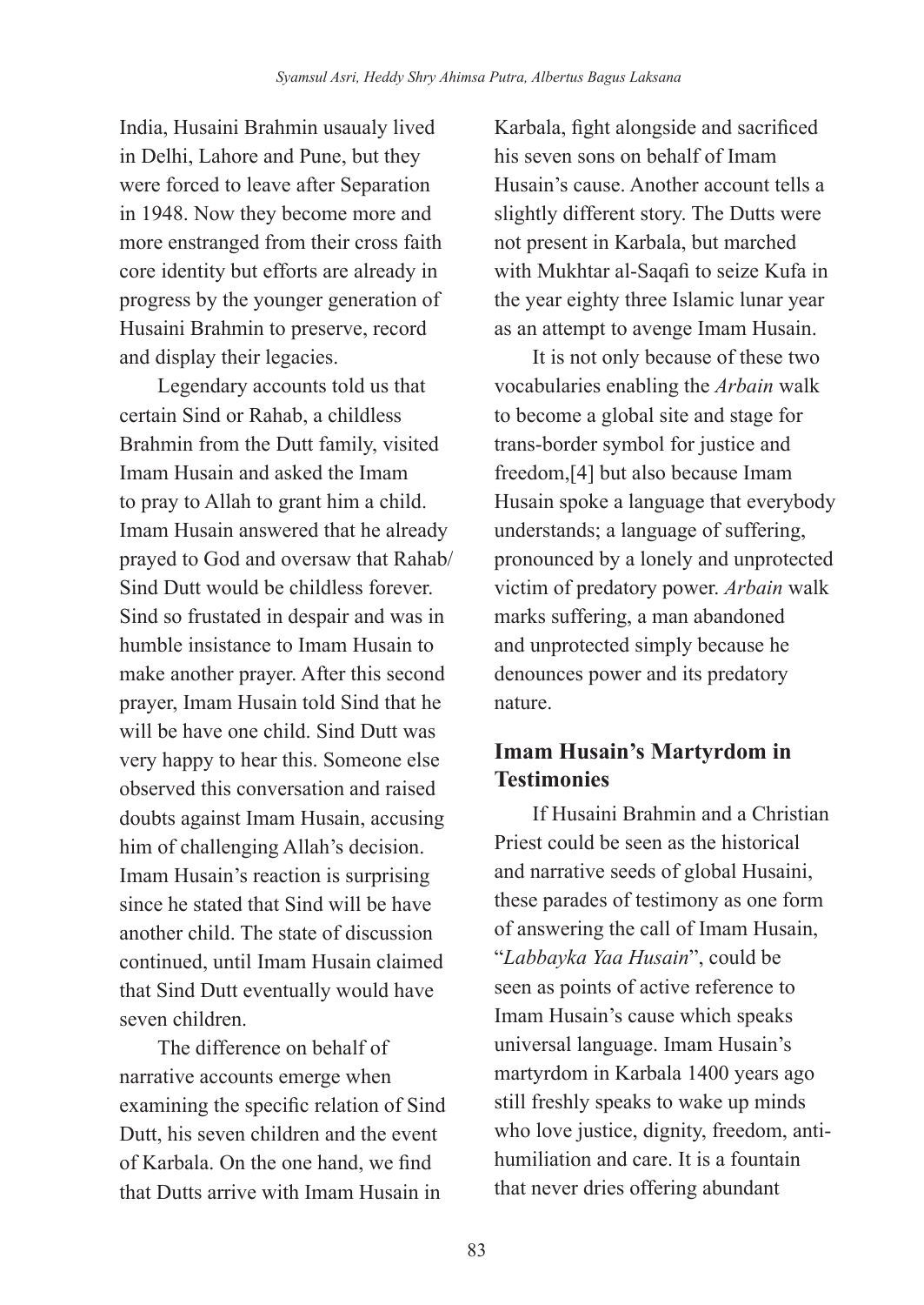India, Husaini Brahmin usaualy lived in Delhi, Lahore and Pune, but they were forced to leave after Separation in 1948. Now they become more and more enstranged from their cross faith core identity but efforts are already in progress by the younger generation of Husaini Brahmin to preserve, record and display their legacies.

Legendary accounts told us that certain Sind or Rahab, a childless Brahmin from the Dutt family, visited Imam Husain and asked the Imam to pray to Allah to grant him a child. Imam Husain answered that he already prayed to God and oversaw that Rahab/Sind Dutt would be childless forever. Sind so frustated in despair and was in humble insistance to Imam Husain to make another prayer. After this second prayer, Imam Husain told Sind that he will be have one child. Sind Dutt was very happy to hear this. Someone else observed this conversation and raised doubts against Imam Husain, accusing him of challenging Allah's decision. Imam Husain's reaction is surprising since he stated that Sind will be have another child. The state of discussion continued, until Imam Husain claimed that Sind Dutt eventually would have seven children.

The difference on behalf of narrative accounts emerge when examining the specific relation of Sind Dutt, his seven children and the event of Karbala. On the one hand, we find that Dutts arrive with Imam Husain in Karbala, fight alongside and sacrificed his seven sons on behalf of Imam Husain's cause. Another account tells a slightly different story. The Dutts were not present in Karbala, but marched with Mukhtar al-Saqafi to seize Kufa in the year eighty three Islamic lunar year as an attempt to avenge Imam Husain.

It is not only because of these two vocabularies enabling the *Arbain* walk to become a global site and stage for trans-border symbol for justice and freedom,[4] but also because Imam Husain spoke a language that everybody understands; a language of suffering, pronounced by a lonely and unprotected victim of predatory power. *Arbain* walk marks suffering, a man abandoned and unprotected simply because he denounces power and its predatory nature.

## Imam Husain's Martyrdom in Testimonies

If Husaini Brahmin and a Christian Priest could be seen as the historical and narrative seeds of global Husaini, these parades of testimony as one form of answering the call of Imam Husain, "*Labbayka Yaa Husain*", could be seen as points of active reference to Imam Husain's cause which speaks universal language. Imam Husain's martyrdom in Karbala 1400 years ago still freshly speaks to wake up minds who love justice, dignity, freedom, anti-humiliation and care. It is a fountain that never dries offering abundant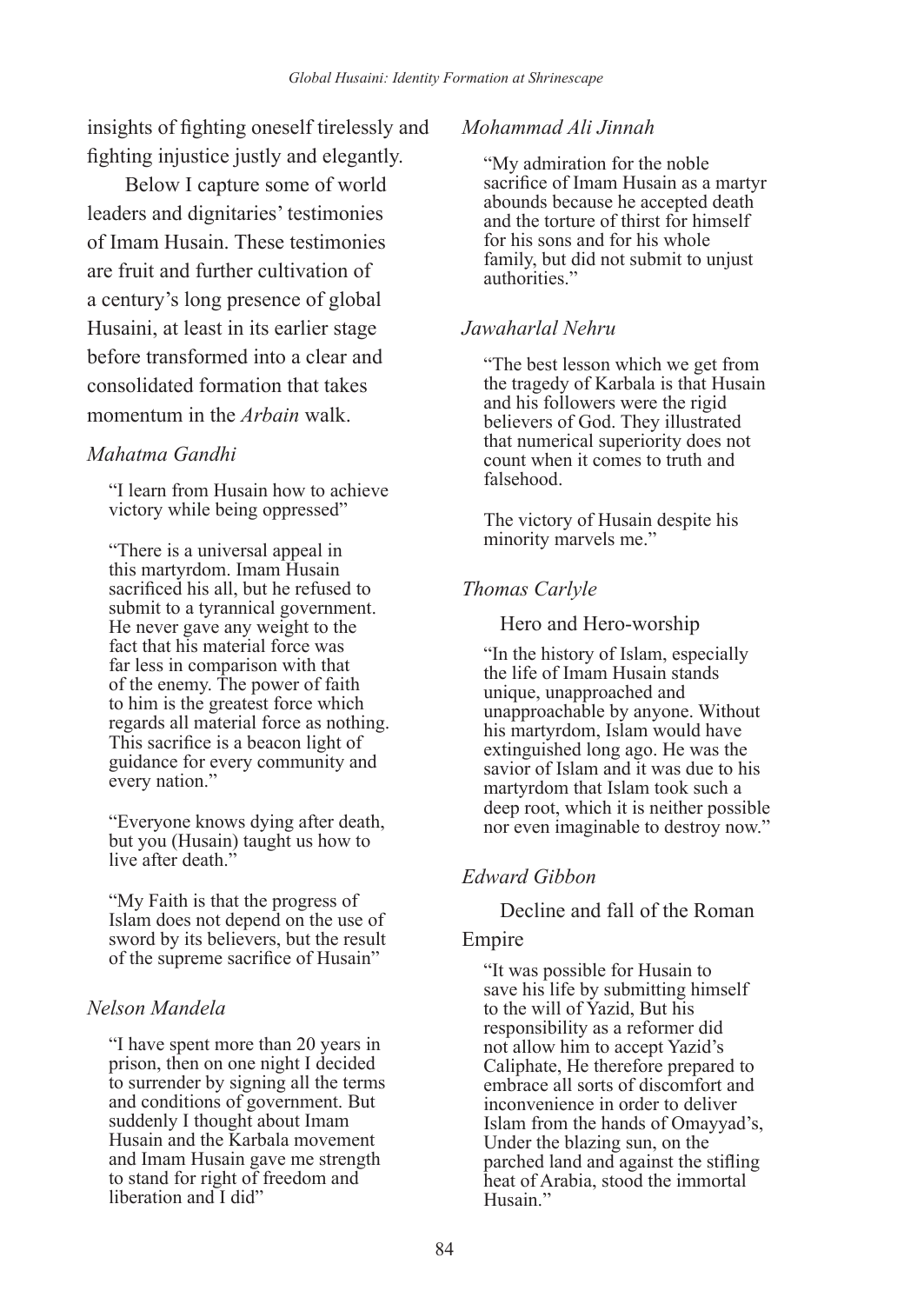insights of fighting oneself tirelessly and fighting injustice justly and elegantly.

Below I capture some of world leaders and dignitaries' testimonies of Imam Husain. These testimonies are fruit and further cultivation of a century's long presence of global Husaini, at least in its earlier stage before transformed into a clear and consolidated formation that takes momentum in the *Arbain* walk.

*Mahatma Gandhi*

> "I learn from Husain how to achieve victory while being oppressed"
>
> "There is a universal appeal in this martyrdom. Imam Husain sacrificed his all, but he refused to submit to a tyrannical government. He never gave any weight to the fact that his material force was far less in comparison with that of the enemy. The power of faith to him is the greatest force which regards all material force as nothing. This sacrifice is a beacon light of guidance for every community and every nation."
>
> "Everyone knows dying after death, but you (Husain) taught us how to live after death."
>
> "My Faith is that the progress of Islam does not depend on the use of sword by its believers, but the result of the supreme sacrifice of Husain"

*Nelson Mandela*

> "I have spent more than 20 years in prison, then on one night I decided to surrender by signing all the terms and conditions of government. But suddenly I thought about Imam Husain and the Karbala movement and Imam Husain gave me strength to stand for right of freedom and liberation and I did"

*Mohammad Ali Jinnah*

> "My admiration for the noble sacrifice of Imam Husain as a martyr abounds because he accepted death and the torture of thirst for himself for his sons and for his whole family, but did not submit to unjust authorities."

*Jawaharlal Nehru*

> "The best lesson which we get from the tragedy of Karbala is that Husain and his followers were the rigid believers of God. They illustrated that numerical superiority does not count when it comes to truth and falsehood.
>
> The victory of Husain despite his minority marvels me."

*Thomas Carlyle*

Hero and Hero-worship

> "In the history of Islam, especially the life of Imam Husain stands unique, unapproached and unapproachable by anyone. Without his martyrdom, Islam would have extinguished long ago. He was the savior of Islam and it was due to his martyrdom that Islam took such a deep root, which it is neither possible nor even imaginable to destroy now."

*Edward Gibbon*

Decline and fall of the Roman Empire

> "It was possible for Husain to save his life by submitting himself to the will of Yazid, But his responsibility as a reformer did not allow him to accept Yazid's Caliphate, He therefore prepared to embrace all sorts of discomfort and inconvenience in order to deliver Islam from the hands of Omayyad's, Under the blazing sun, on the parched land and against the stifling heat of Arabia, stood the immortal Husain."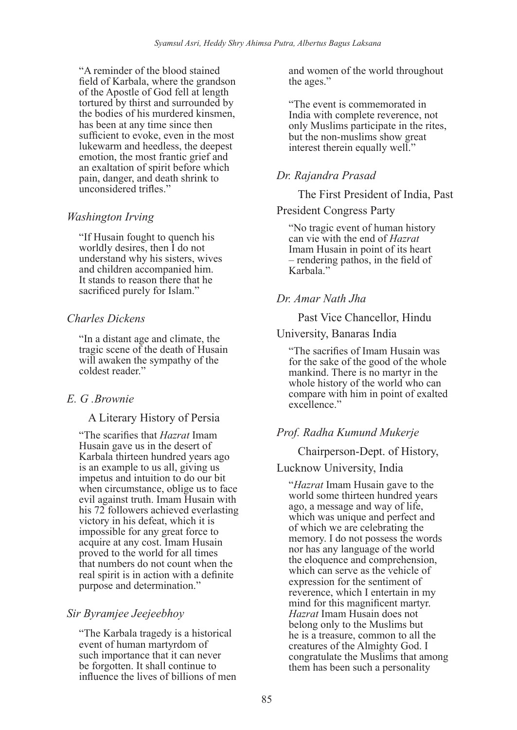"A reminder of the blood stained field of Karbala, where the grandson of the Apostle of God fell at length tortured by thirst and surrounded by the bodies of his murdered kinsmen, has been at any time since then sufficient to evoke, even in the most lukewarm and heedless, the deepest emotion, the most frantic grief and an exaltation of spirit before which pain, danger, and death shrink to unconsidered trifles."

*Washington Irving*

"If Husain fought to quench his worldly desires, then I do not understand why his sisters, wives and children accompanied him. It stands to reason there that he sacrificed purely for Islam."

*Charles Dickens*

"In a distant age and climate, the tragic scene of the death of Husain will awaken the sympathy of the coldest reader."

*E. G .Brownie*

A Literary History of Persia

"The scarifies that *Hazrat* Imam Husain gave us in the desert of Karbala thirteen hundred years ago is an example to us all, giving us impetus and intuition to do our bit when circumstance, oblige us to face evil against truth. Imam Husain with his 72 followers achieved everlasting victory in his defeat, which it is impossible for any great force to acquire at any cost. Imam Husain proved to the world for all times that numbers do not count when the real spirit is in action with a definite purpose and determination."

*Sir Byramjee Jeejeebhoy*

"The Karbala tragedy is a historical event of human martyrdom of such importance that it can never be forgotten. It shall continue to influence the lives of billions of men and women of the world throughout the ages."

"The event is commemorated in India with complete reverence, not only Muslims participate in the rites, but the non-muslims show great interest therein equally well."

*Dr. Rajandra Prasad*

The First President of India, Past President Congress Party

"No tragic event of human history can vie with the end of *Hazrat* Imam Husain in point of its heart – rendering pathos, in the field of Karbala."

*Dr. Amar Nath Jha*

Past Vice Chancellor, Hindu University, Banaras India

"The sacrifies of Imam Husain was for the sake of the good of the whole mankind. There is no martyr in the whole history of the world who can compare with him in point of exalted excellence."

*Prof. Radha Kumund Mukerje*

Chairperson-Dept. of History, Lucknow University, India

"*Hazrat* Imam Husain gave to the world some thirteen hundred years ago, a message and way of life, which was unique and perfect and of which we are celebrating the memory. I do not possess the words nor has any language of the world the eloquence and comprehension, which can serve as the vehicle of expression for the sentiment of reverence, which I entertain in my mind for this magnificent martyr. *Hazrat* Imam Husain does not belong only to the Muslims but he is a treasure, common to all the creatures of the Almighty God. I congratulate the Muslims that among them has been such a personality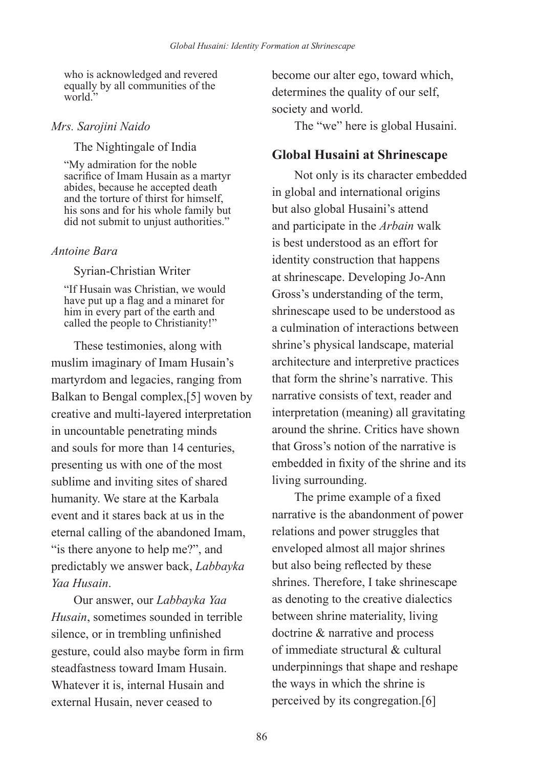> who is acknowledged and revered equally by all communities of the world."

*Mrs. Sarojini Naido*

The Nightingale of India

> "My admiration for the noble sacrifice of Imam Husain as a martyr abides, because he accepted death and the torture of thirst for himself, his sons and for his whole family but did not submit to unjust authorities."

*Antoine Bara*

Syrian-Christian Writer

> "If Husain was Christian, we would have put up a flag and a minaret for him in every part of the earth and called the people to Christianity!"

These testimonies, along with muslim imaginary of Imam Husain's martyrdom and legacies, ranging from Balkan to Bengal complex,[5] woven by creative and multi-layered interpretation in uncountable penetrating minds and souls for more than 14 centuries, presenting us with one of the most sublime and inviting sites of shared humanity. We stare at the Karbala event and it stares back at us in the eternal calling of the abandoned Imam, "is there anyone to help me?", and predictably we answer back, *Labbayka Yaa Husain*.

Our answer, our *Labbayka Yaa Husain*, sometimes sounded in terrible silence, or in trembling unfinished gesture, could also maybe form in firm steadfastness toward Imam Husain. Whatever it is, internal Husain and external Husain, never ceased to become our alter ego, toward which, determines the quality of our self, society and world.

The "we" here is global Husaini.

## Global Husaini at Shrinescape

Not only is its character embedded in global and international origins but also global Husaini's attend and participate in the *Arbain* walk is best understood as an effort for identity construction that happens at shrinescape. Developing Jo-Ann Gross's understanding of the term, shrinescape used to be understood as a culmination of interactions between shrine's physical landscape, material architecture and interpretive practices that form the shrine's narrative. This narrative consists of text, reader and interpretation (meaning) all gravitating around the shrine. Critics have shown that Gross's notion of the narrative is embedded in fixity of the shrine and its living surrounding.

The prime example of a fixed narrative is the abandonment of power relations and power struggles that enveloped almost all major shrines but also being reflected by these shrines. Therefore, I take shrinescape as denoting to the creative dialectics between shrine materiality, living doctrine & narrative and process of immediate structural & cultural underpinnings that shape and reshape the ways in which the shrine is perceived by its congregation.[6]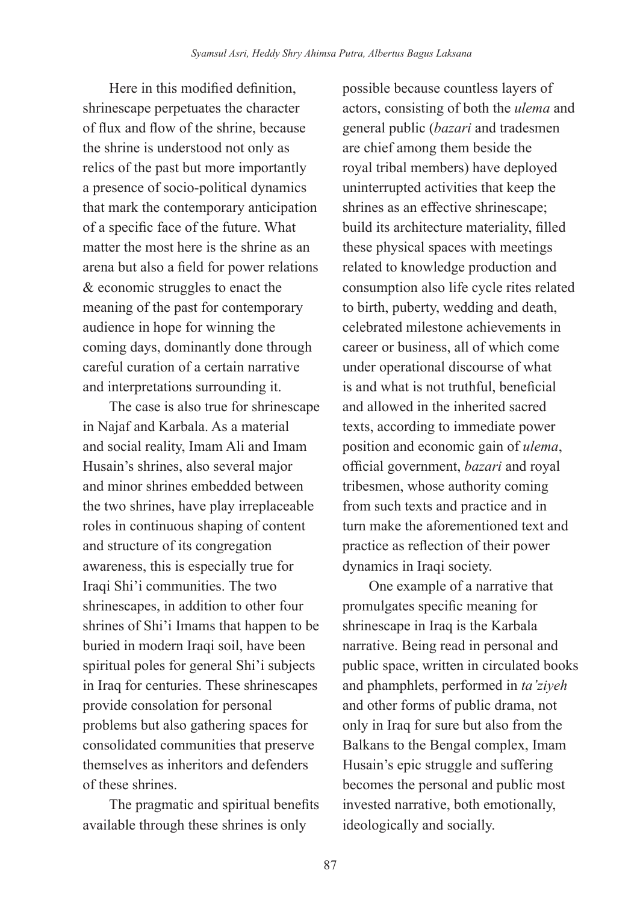Here in this modified definition, shrinescape perpetuates the character of flux and flow of the shrine, because the shrine is understood not only as relics of the past but more importantly a presence of socio-political dynamics that mark the contemporary anticipation of a specific face of the future. What matter the most here is the shrine as an arena but also a field for power relations & economic struggles to enact the meaning of the past for contemporary audience in hope for winning the coming days, dominantly done through careful curation of a certain narrative and interpretations surrounding it.

The case is also true for shrinescape in Najaf and Karbala. As a material and social reality, Imam Ali and Imam Husain's shrines, also several major and minor shrines embedded between the two shrines, have play irreplaceable roles in continuous shaping of content and structure of its congregation awareness, this is especially true for Iraqi Shi'i communities. The two shrinescapes, in addition to other four shrines of Shi'i Imams that happen to be buried in modern Iraqi soil, have been spiritual poles for general Shi'i subjects in Iraq for centuries. These shrinescapes provide consolation for personal problems but also gathering spaces for consolidated communities that preserve themselves as inheritors and defenders of these shrines.

The pragmatic and spiritual benefits available through these shrines is only possible because countless layers of actors, consisting of both the *ulema* and general public (*bazari* and tradesmen are chief among them beside the royal tribal members) have deployed uninterrupted activities that keep the shrines as an effective shrinescape; build its architecture materiality, filled these physical spaces with meetings related to knowledge production and consumption also life cycle rites related to birth, puberty, wedding and death, celebrated milestone achievements in career or business, all of which come under operational discourse of what is and what is not truthful, beneficial and allowed in the inherited sacred texts, according to immediate power position and economic gain of *ulema*, official government, *bazari* and royal tribesmen, whose authority coming from such texts and practice and in turn make the aforementioned text and practice as reflection of their power dynamics in Iraqi society.

One example of a narrative that promulgates specific meaning for shrinescape in Iraq is the Karbala narrative. Being read in personal and public space, written in circulated books and phamphlets, performed in *ta'ziyeh* and other forms of public drama, not only in Iraq for sure but also from the Balkans to the Bengal complex, Imam Husain's epic struggle and suffering becomes the personal and public most invested narrative, both emotionally, ideologically and socially.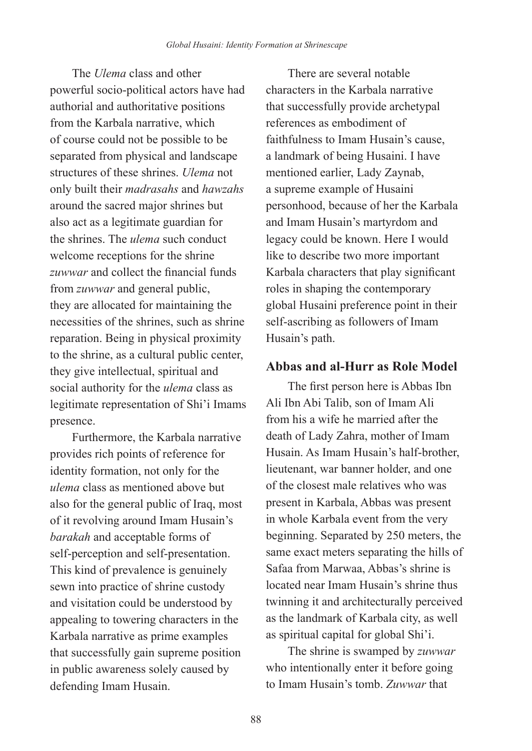The *Ulema* class and other powerful socio-political actors have had authorial and authoritative positions from the Karbala narrative, which of course could not be possible to be separated from physical and landscape structures of these shrines. *Ulema* not only built their *madrasahs* and *hawzahs* around the sacred major shrines but also act as a legitimate guardian for the shrines. The *ulema* such conduct welcome receptions for the shrine *zuwwar* and collect the financial funds from *zuwwar* and general public, they are allocated for maintaining the necessities of the shrines, such as shrine reparation. Being in physical proximity to the shrine, as a cultural public center, they give intellectual, spiritual and social authority for the *ulema* class as legitimate representation of Shi'i Imams presence.

Furthermore, the Karbala narrative provides rich points of reference for identity formation, not only for the *ulema* class as mentioned above but also for the general public of Iraq, most of it revolving around Imam Husain's *barakah* and acceptable forms of self-perception and self-presentation. This kind of prevalence is genuinely sewn into practice of shrine custody and visitation could be understood by appealing to towering characters in the Karbala narrative as prime examples that successfully gain supreme position in public awareness solely caused by defending Imam Husain.

There are several notable characters in the Karbala narrative that successfully provide archetypal references as embodiment of faithfulness to Imam Husain's cause, a landmark of being Husaini. I have mentioned earlier, Lady Zaynab, a supreme example of Husaini personhood, because of her the Karbala and Imam Husain's martyrdom and legacy could be known. Here I would like to describe two more important Karbala characters that play significant roles in shaping the contemporary global Husaini preference point in their self-ascribing as followers of Imam Husain's path.

## Abbas and al-Hurr as Role Model

The first person here is Abbas Ibn Ali Ibn Abi Talib, son of Imam Ali from his a wife he married after the death of Lady Zahra, mother of Imam Husain. As Imam Husain's half-brother, lieutenant, war banner holder, and one of the closest male relatives who was present in Karbala, Abbas was present in whole Karbala event from the very beginning. Separated by 250 meters, the same exact meters separating the hills of Safaa from Marwaa, Abbas's shrine is located near Imam Husain's shrine thus twinning it and architecturally perceived as the landmark of Karbala city, as well as spiritual capital for global Shi'i.

The shrine is swamped by *zuwwar* who intentionally enter it before going to Imam Husain's tomb. *Zuwwar* that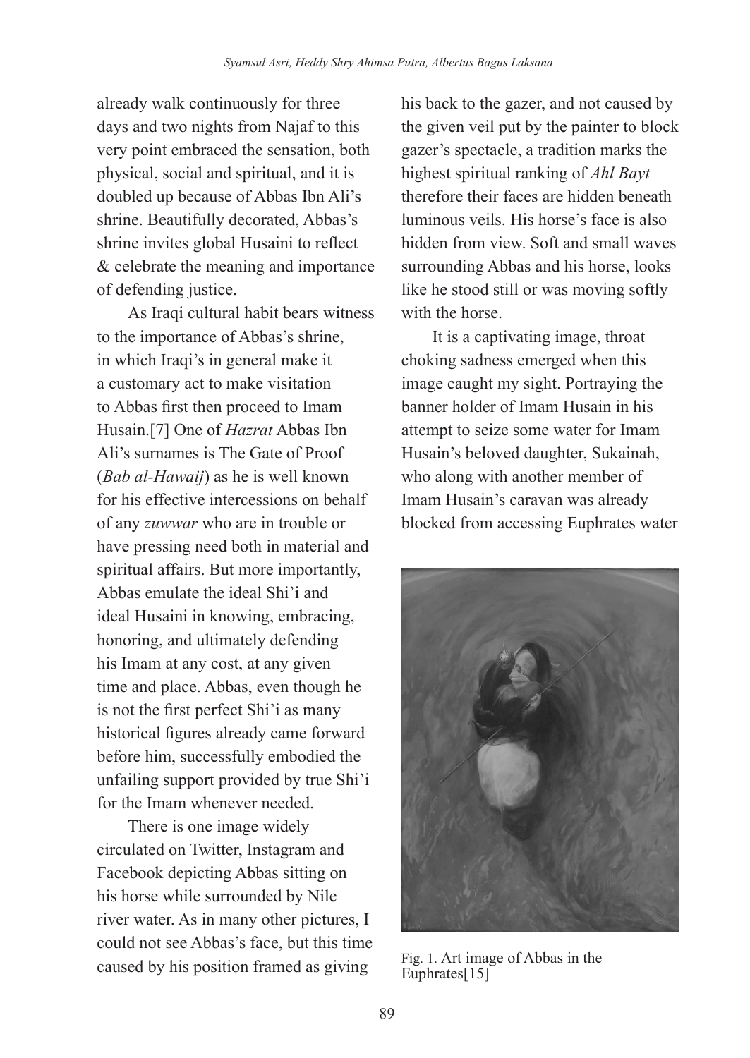already walk continuously for three days and two nights from Najaf to this very point embraced the sensation, both physical, social and spiritual, and it is doubled up because of Abbas Ibn Ali's shrine. Beautifully decorated, Abbas's shrine invites global Husaini to reflect & celebrate the meaning and importance of defending justice.

As Iraqi cultural habit bears witness to the importance of Abbas's shrine, in which Iraqi's in general make it a customary act to make visitation to Abbas first then proceed to Imam Husain.[7] One of *Hazrat* Abbas Ibn Ali's surnames is The Gate of Proof (*Bab al-Hawaij*) as he is well known for his effective intercessions on behalf of any *zuwwar* who are in trouble or have pressing need both in material and spiritual affairs. But more importantly, Abbas emulate the ideal Shi'i and ideal Husaini in knowing, embracing, honoring, and ultimately defending his Imam at any cost, at any given time and place. Abbas, even though he is not the first perfect Shi'i as many historical figures already came forward before him, successfully embodied the unfailing support provided by true Shi'i for the Imam whenever needed.

There is one image widely circulated on Twitter, Instagram and Facebook depicting Abbas sitting on his horse while surrounded by Nile river water. As in many other pictures, I could not see Abbas's face, but this time caused by his position framed as giving his back to the gazer, and not caused by the given veil put by the painter to block gazer's spectacle, a tradition marks the highest spiritual ranking of *Ahl Bayt* therefore their faces are hidden beneath luminous veils. His horse's face is also hidden from view. Soft and small waves surrounding Abbas and his horse, looks like he stood still or was moving softly with the horse.

It is a captivating image, throat choking sadness emerged when this image caught my sight. Portraying the banner holder of Imam Husain in his attempt to seize some water for Imam Husain's beloved daughter, Sukainah, who along with another member of Imam Husain's caravan was already blocked from accessing Euphrates water

Fig. 1. Art image of Abbas in the Euphrates[15]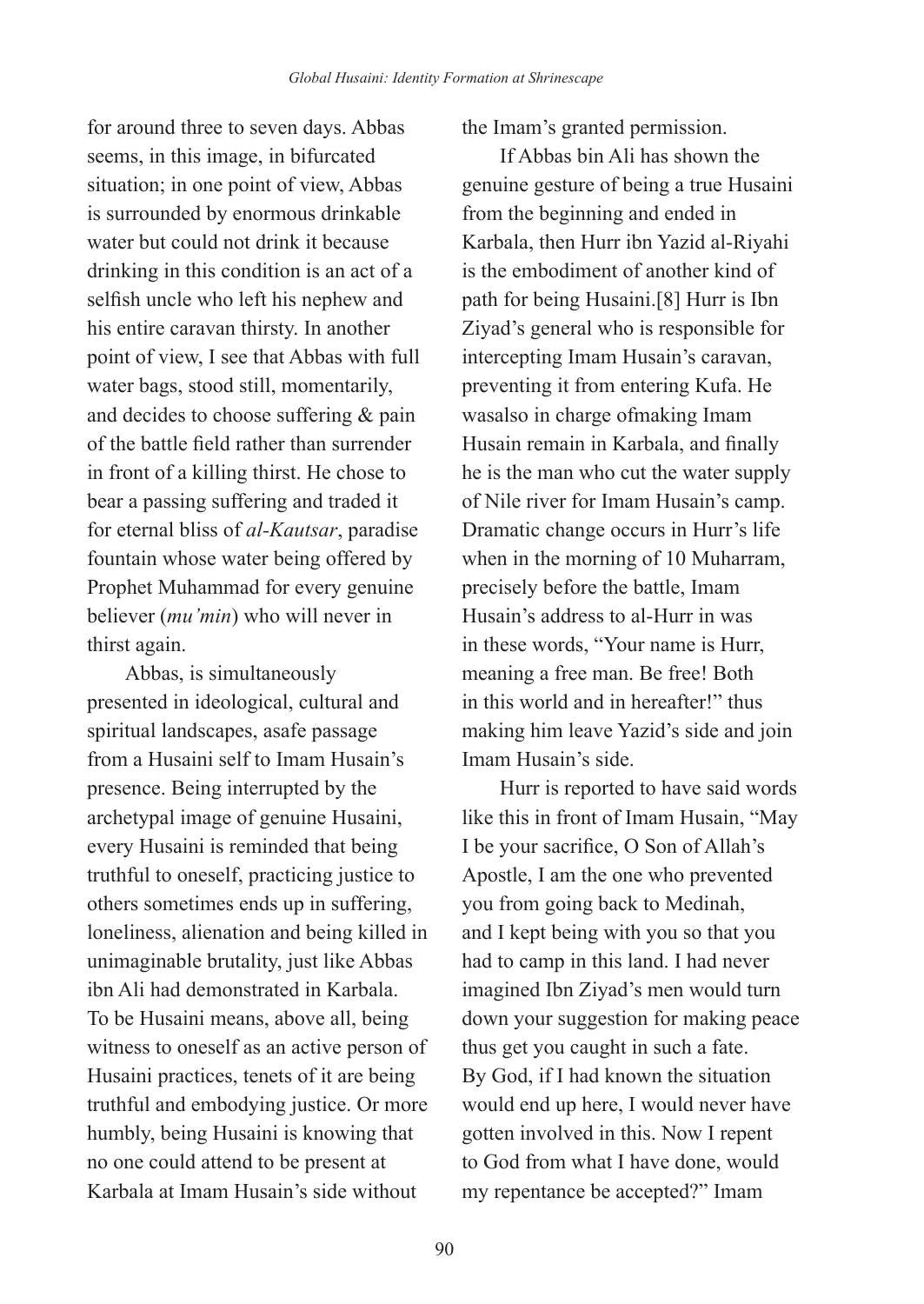for around three to seven days. Abbas seems, in this image, in bifurcated situation; in one point of view, Abbas is surrounded by enormous drinkable water but could not drink it because drinking in this condition is an act of a selfish uncle who left his nephew and his entire caravan thirsty. In another point of view, I see that Abbas with full water bags, stood still, momentarily, and decides to choose suffering & pain of the battle field rather than surrender in front of a killing thirst. He chose to bear a passing suffering and traded it for eternal bliss of *al-Kautsar*, paradise fountain whose water being offered by Prophet Muhammad for every genuine believer (*mu'min*) who will never in thirst again.

Abbas, is simultaneously presented in ideological, cultural and spiritual landscapes, asafe passage from a Husaini self to Imam Husain's presence. Being interrupted by the archetypal image of genuine Husaini, every Husaini is reminded that being truthful to oneself, practicing justice to others sometimes ends up in suffering, loneliness, alienation and being killed in unimaginable brutality, just like Abbas ibn Ali had demonstrated in Karbala. To be Husaini means, above all, being witness to oneself as an active person of Husaini practices, tenets of it are being truthful and embodying justice. Or more humbly, being Husaini is knowing that no one could attend to be present at Karbala at Imam Husain's side without the Imam's granted permission.

If Abbas bin Ali has shown the genuine gesture of being a true Husaini from the beginning and ended in Karbala, then Hurr ibn Yazid al-Riyahi is the embodiment of another kind of path for being Husaini.[8] Hurr is Ibn Ziyad's general who is responsible for intercepting Imam Husain's caravan, preventing it from entering Kufa. He wasalso in charge ofmaking Imam Husain remain in Karbala, and finally he is the man who cut the water supply of Nile river for Imam Husain's camp. Dramatic change occurs in Hurr's life when in the morning of 10 Muharram, precisely before the battle, Imam Husain's address to al-Hurr in was in these words, "Your name is Hurr, meaning a free man. Be free! Both in this world and in hereafter!" thus making him leave Yazid's side and join Imam Husain's side.

Hurr is reported to have said words like this in front of Imam Husain, "May I be your sacrifice, O Son of Allah's Apostle, I am the one who prevented you from going back to Medinah, and I kept being with you so that you had to camp in this land. I had never imagined Ibn Ziyad's men would turn down your suggestion for making peace thus get you caught in such a fate. By God, if I had known the situation would end up here, I would never have gotten involved in this. Now I repent to God from what I have done, would my repentance be accepted?" Imam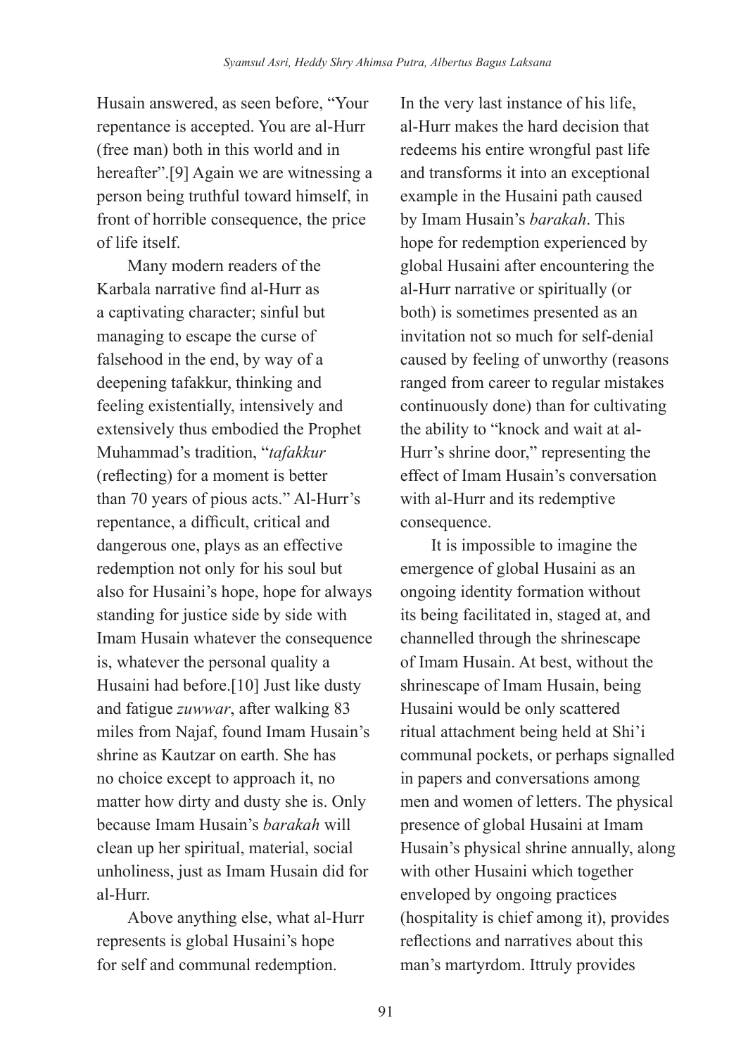Husain answered, as seen before, "Your repentance is accepted. You are al-Hurr (free man) both in this world and in hereafter".[9] Again we are witnessing a person being truthful toward himself, in front of horrible consequence, the price of life itself.

Many modern readers of the Karbala narrative find al-Hurr as a captivating character; sinful but managing to escape the curse of falsehood in the end, by way of a deepening tafakkur, thinking and feeling existentially, intensively and extensively thus embodied the Prophet Muhammad's tradition, "*tafakkur* (reflecting) for a moment is better than 70 years of pious acts." Al-Hurr's repentance, a difficult, critical and dangerous one, plays as an effective redemption not only for his soul but also for Husaini's hope, hope for always standing for justice side by side with Imam Husain whatever the consequence is, whatever the personal quality a Husaini had before.[10] Just like dusty and fatigue *zuwwar*, after walking 83 miles from Najaf, found Imam Husain's shrine as Kautzar on earth. She has no choice except to approach it, no matter how dirty and dusty she is. Only because Imam Husain's *barakah* will clean up her spiritual, material, social unholiness, just as Imam Husain did for al-Hurr.

Above anything else, what al-Hurr represents is global Husaini's hope for self and communal redemption. In the very last instance of his life, al-Hurr makes the hard decision that redeems his entire wrongful past life and transforms it into an exceptional example in the Husaini path caused by Imam Husain's *barakah*. This hope for redemption experienced by global Husaini after encountering the al-Hurr narrative or spiritually (or both) is sometimes presented as an invitation not so much for self-denial caused by feeling of unworthy (reasons ranged from career to regular mistakes continuously done) than for cultivating the ability to "knock and wait at al-Hurr's shrine door," representing the effect of Imam Husain's conversation with al-Hurr and its redemptive consequence.

It is impossible to imagine the emergence of global Husaini as an ongoing identity formation without its being facilitated in, staged at, and channelled through the shrinescape of Imam Husain. At best, without the shrinescape of Imam Husain, being Husaini would be only scattered ritual attachment being held at Shi'i communal pockets, or perhaps signalled in papers and conversations among men and women of letters. The physical presence of global Husaini at Imam Husain's physical shrine annually, along with other Husaini which together enveloped by ongoing practices (hospitality is chief among it), provides reflections and narratives about this man's martyrdom. Ittruly provides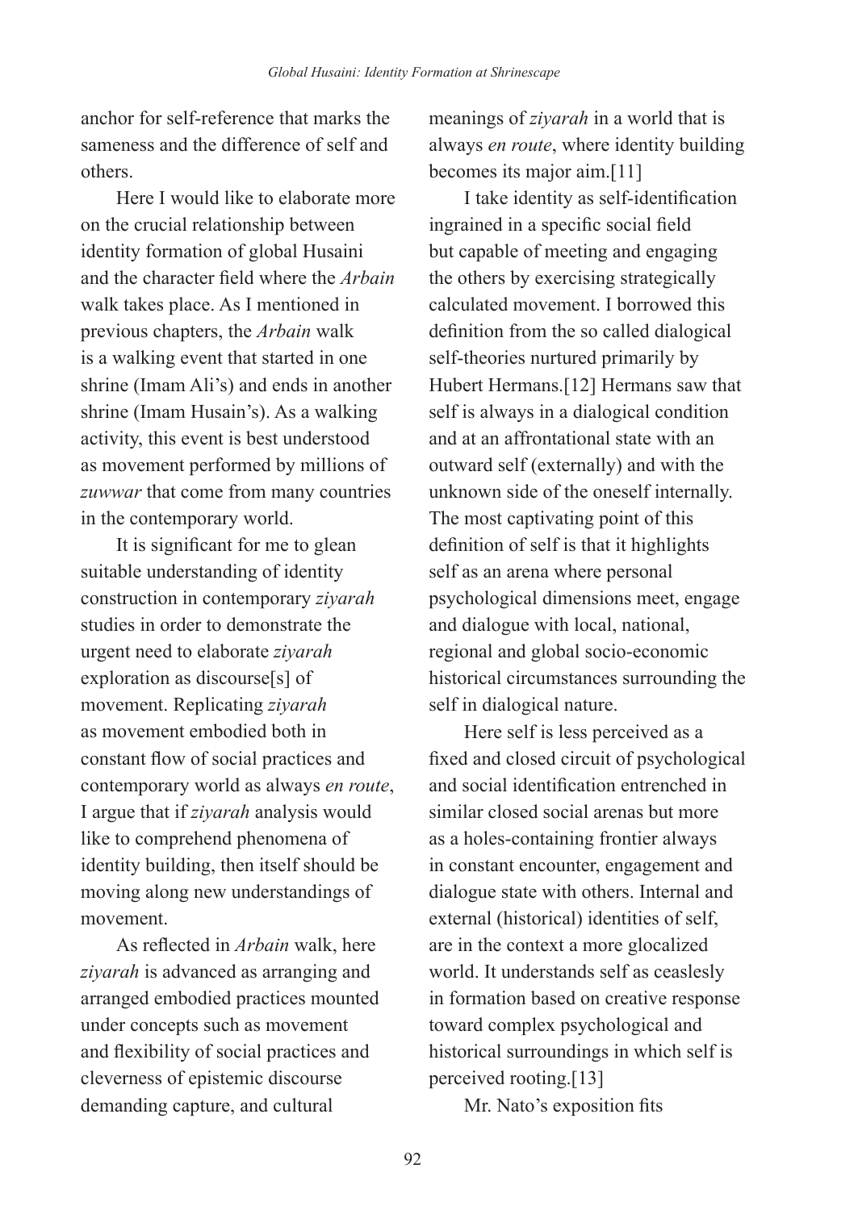anchor for self-reference that marks the sameness and the difference of self and others.

Here I would like to elaborate more on the crucial relationship between identity formation of global Husaini and the character field where the *Arbain* walk takes place. As I mentioned in previous chapters, the *Arbain* walk is a walking event that started in one shrine (Imam Ali's) and ends in another shrine (Imam Husain's). As a walking activity, this event is best understood as movement performed by millions of *zuwwar* that come from many countries in the contemporary world.

It is significant for me to glean suitable understanding of identity construction in contemporary *ziyarah* studies in order to demonstrate the urgent need to elaborate *ziyarah* exploration as discourse[s] of movement. Replicating *ziyarah* as movement embodied both in constant flow of social practices and contemporary world as always *en route*, I argue that if *ziyarah* analysis would like to comprehend phenomena of identity building, then itself should be moving along new understandings of movement.

As reflected in *Arbain* walk, here *ziyarah* is advanced as arranging and arranged embodied practices mounted under concepts such as movement and flexibility of social practices and cleverness of epistemic discourse demanding capture, and cultural meanings of *ziyarah* in a world that is always *en route*, where identity building becomes its major aim.[11]

I take identity as self-identification ingrained in a specific social field but capable of meeting and engaging the others by exercising strategically calculated movement. I borrowed this definition from the so called dialogical self-theories nurtured primarily by Hubert Hermans.[12] Hermans saw that self is always in a dialogical condition and at an affrontational state with an outward self (externally) and with the unknown side of the oneself internally. The most captivating point of this definition of self is that it highlights self as an arena where personal psychological dimensions meet, engage and dialogue with local, national, regional and global socio-economic historical circumstances surrounding the self in dialogical nature.

Here self is less perceived as a fixed and closed circuit of psychological and social identification entrenched in similar closed social arenas but more as a holes-containing frontier always in constant encounter, engagement and dialogue state with others. Internal and external (historical) identities of self, are in the context a more glocalized world. It understands self as ceaslesly in formation based on creative response toward complex psychological and historical surroundings in which self is perceived rooting.[13]

Mr. Nato's exposition fits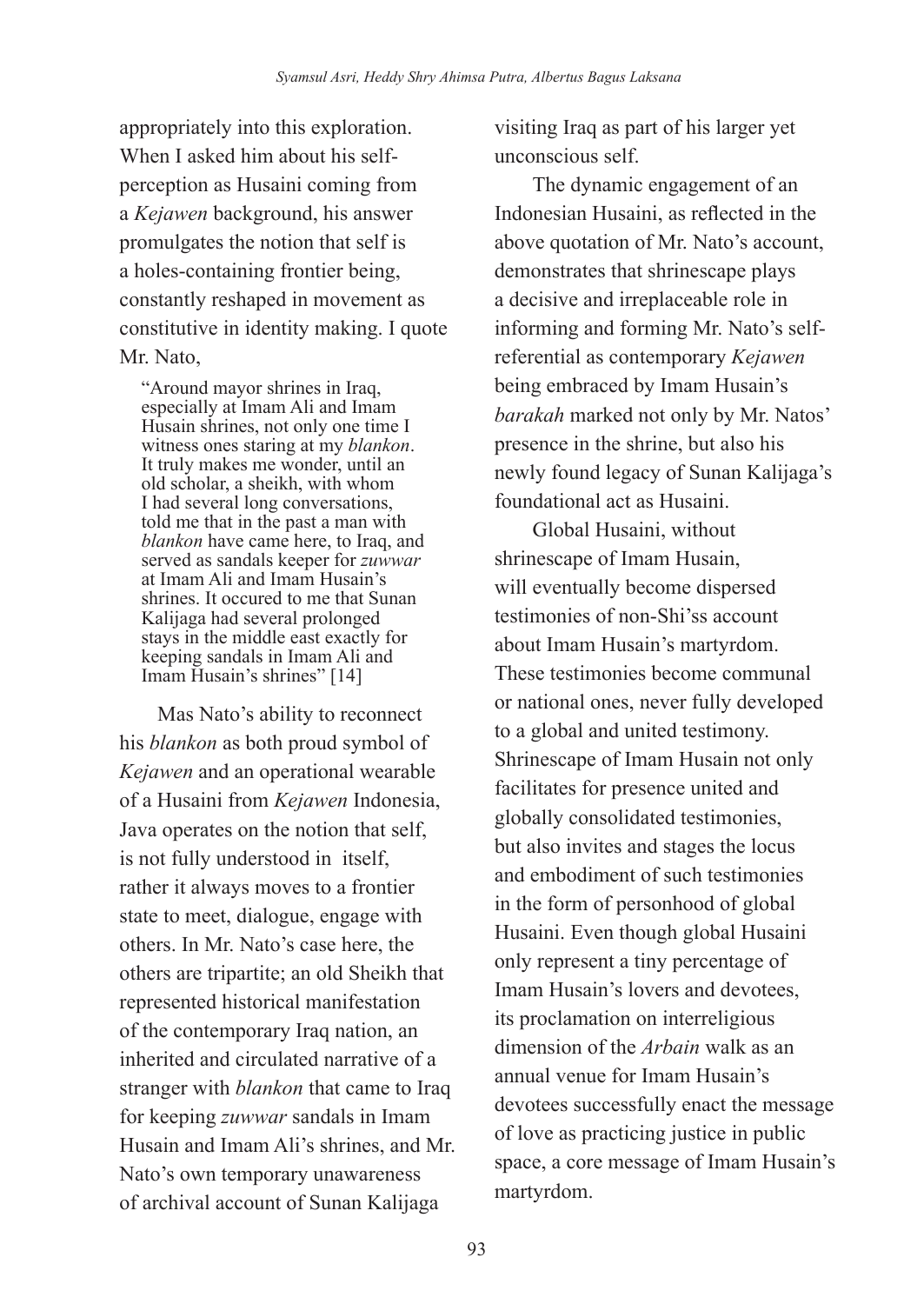appropriately into this exploration. When I asked him about his self-perception as Husaini coming from a *Kejawen* background, his answer promulgates the notion that self is a holes-containing frontier being, constantly reshaped in movement as constitutive in identity making. I quote Mr. Nato,

> "Around mayor shrines in Iraq, especially at Imam Ali and Imam Husain shrines, not only one time I witness ones staring at my *blankon*. It truly makes me wonder, until an old scholar, a sheikh, with whom I had several long conversations, told me that in the past a man with *blankon* have came here, to Iraq, and served as sandals keeper for *zuwwar* at Imam Ali and Imam Husain's shrines. It occured to me that Sunan Kalijaga had several prolonged stays in the middle east exactly for keeping sandals in Imam Ali and Imam Husain's shrines" [14]

Mas Nato's ability to reconnect his *blankon* as both proud symbol of *Kejawen* and an operational wearable of a Husaini from *Kejawen* Indonesia, Java operates on the notion that self, is not fully understood in itself, rather it always moves to a frontier state to meet, dialogue, engage with others. In Mr. Nato's case here, the others are tripartite; an old Sheikh that represented historical manifestation of the contemporary Iraq nation, an inherited and circulated narrative of a stranger with *blankon* that came to Iraq for keeping *zuwwar* sandals in Imam Husain and Imam Ali's shrines, and Mr. Nato's own temporary unawareness of archival account of Sunan Kalijaga visiting Iraq as part of his larger yet unconscious self.

The dynamic engagement of an Indonesian Husaini, as reflected in the above quotation of Mr. Nato's account, demonstrates that shrinescape plays a decisive and irreplaceable role in informing and forming Mr. Nato's self-referential as contemporary *Kejawen* being embraced by Imam Husain's *barakah* marked not only by Mr. Natos' presence in the shrine, but also his newly found legacy of Sunan Kalijaga's foundational act as Husaini.

Global Husaini, without shrinescape of Imam Husain, will eventually become dispersed testimonies of non-Shi'ss account about Imam Husain's martyrdom. These testimonies become communal or national ones, never fully developed to a global and united testimony. Shrinescape of Imam Husain not only facilitates for presence united and globally consolidated testimonies, but also invites and stages the locus and embodiment of such testimonies in the form of personhood of global Husaini. Even though global Husaini only represent a tiny percentage of Imam Husain's lovers and devotees, its proclamation on interreligious dimension of the *Arbain* walk as an annual venue for Imam Husain's devotees successfully enact the message of love as practicing justice in public space, a core message of Imam Husain's martyrdom.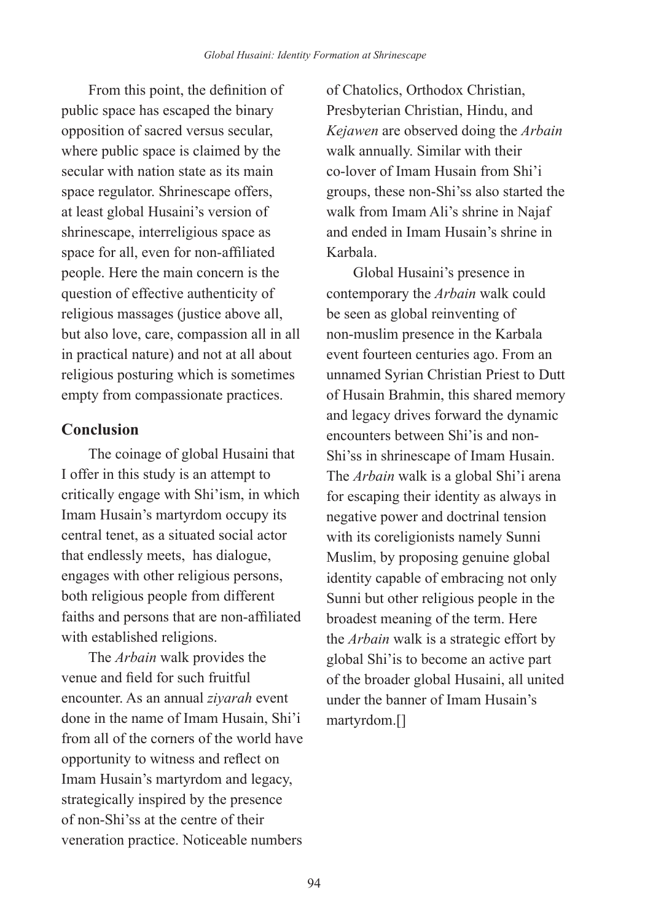From this point, the definition of public space has escaped the binary opposition of sacred versus secular, where public space is claimed by the secular with nation state as its main space regulator. Shrinescape offers, at least global Husaini's version of shrinescape, interreligious space as space for all, even for non-affiliated people. Here the main concern is the question of effective authenticity of religious massages (justice above all, but also love, care, compassion all in all in practical nature) and not at all about religious posturing which is sometimes empty from compassionate practices.

## Conclusion

The coinage of global Husaini that I offer in this study is an attempt to critically engage with Shi'ism, in which Imam Husain's martyrdom occupy its central tenet, as a situated social actor that endlessly meets, has dialogue, engages with other religious persons, both religious people from different faiths and persons that are non-affiliated with established religions.

The *Arbain* walk provides the venue and field for such fruitful encounter. As an annual *ziyarah* event done in the name of Imam Husain, Shi'i from all of the corners of the world have opportunity to witness and reflect on Imam Husain's martyrdom and legacy, strategically inspired by the presence of non-Shi'ss at the centre of their veneration practice. Noticeable numbers of Chatolics, Orthodox Christian, Presbyterian Christian, Hindu, and *Kejawen* are observed doing the *Arbain* walk annually. Similar with their co-lover of Imam Husain from Shi'i groups, these non-Shi'ss also started the walk from Imam Ali's shrine in Najaf and ended in Imam Husain's shrine in Karbala.

Global Husaini's presence in contemporary the *Arbain* walk could be seen as global reinventing of non-muslim presence in the Karbala event fourteen centuries ago. From an unnamed Syrian Christian Priest to Dutt of Husain Brahmin, this shared memory and legacy drives forward the dynamic encounters between Shi'is and non-Shi'ss in shrinescape of Imam Husain. The *Arbain* walk is a global Shi'i arena for escaping their identity as always in negative power and doctrinal tension with its coreligionists namely Sunni Muslim, by proposing genuine global identity capable of embracing not only Sunni but other religious people in the broadest meaning of the term. Here the *Arbain* walk is a strategic effort by global Shi'is to become an active part of the broader global Husaini, all united under the banner of Imam Husain's martyrdom.[]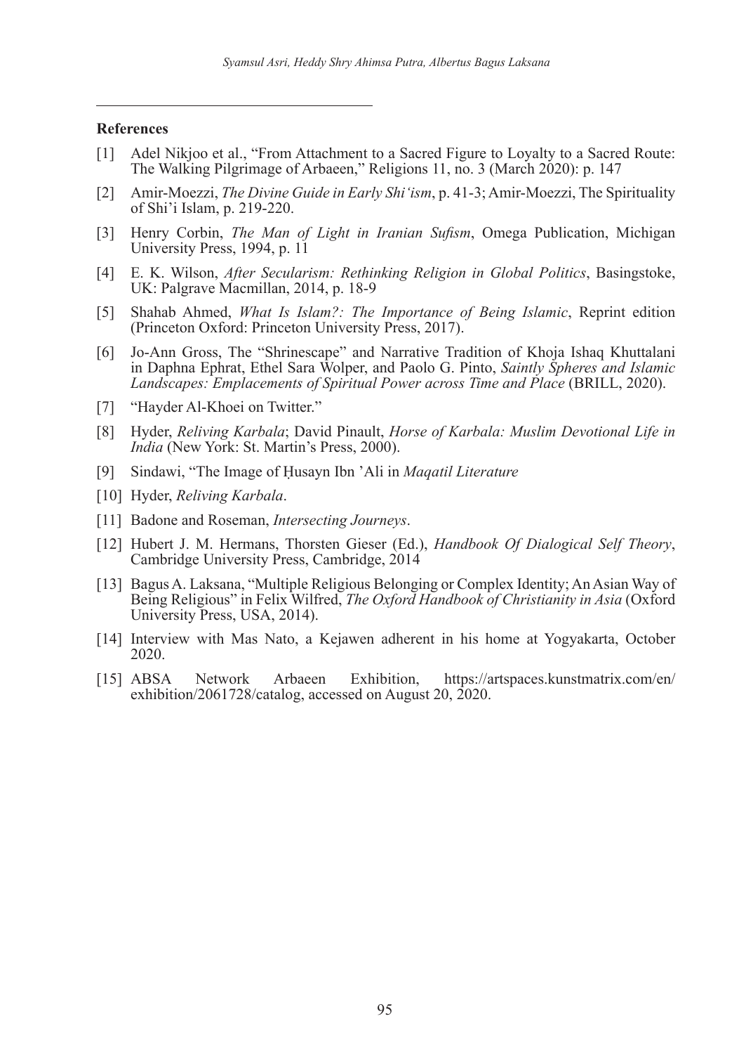## References

[1] Adel Nikjoo et al., "From Attachment to a Sacred Figure to Loyalty to a Sacred Route: The Walking Pilgrimage of Arbaeen," Religions 11, no. 3 (March 2020): p. 147

[2] Amir-Moezzi, *The Divine Guide in Early Shi'ism*, p. 41-3; Amir-Moezzi, The Spirituality of Shi'i Islam, p. 219-220.

[3] Henry Corbin, *The Man of Light in Iranian Sufism*, Omega Publication, Michigan University Press, 1994, p. 11

[4] E. K. Wilson, *After Secularism: Rethinking Religion in Global Politics*, Basingstoke, UK: Palgrave Macmillan, 2014, p. 18-9

[5] Shahab Ahmed, *What Is Islam?: The Importance of Being Islamic*, Reprint edition (Princeton Oxford: Princeton University Press, 2017).

[6] Jo-Ann Gross, The "Shrinescape" and Narrative Tradition of Khoja Ishaq Khuttalani in Daphna Ephrat, Ethel Sara Wolper, and Paolo G. Pinto, *Saintly Spheres and Islamic Landscapes: Emplacements of Spiritual Power across Time and Place* (BRILL, 2020).

[7] "Hayder Al-Khoei on Twitter."

[8] Hyder, *Reliving Karbala*; David Pinault, *Horse of Karbala: Muslim Devotional Life in India* (New York: St. Martin's Press, 2000).

[9] Sindawi, "The Image of Ḥusayn Ibn 'Ali in *Maqatil Literature*

[10] Hyder, *Reliving Karbala*.

[11] Badone and Roseman, *Intersecting Journeys*.

[12] Hubert J. M. Hermans, Thorsten Gieser (Ed.), *Handbook Of Dialogical Self Theory*, Cambridge University Press, Cambridge, 2014

[13] Bagus A. Laksana, "Multiple Religious Belonging or Complex Identity; An Asian Way of Being Religious" in Felix Wilfred, *The Oxford Handbook of Christianity in Asia* (Oxford University Press, USA, 2014).

[14] Interview with Mas Nato, a Kejawen adherent in his home at Yogyakarta, October 2020.

[15] ABSA Network Arbaeen Exhibition, https://artspaces.kunstmatrix.com/en/exhibition/2061728/catalog, accessed on August 20, 2020.